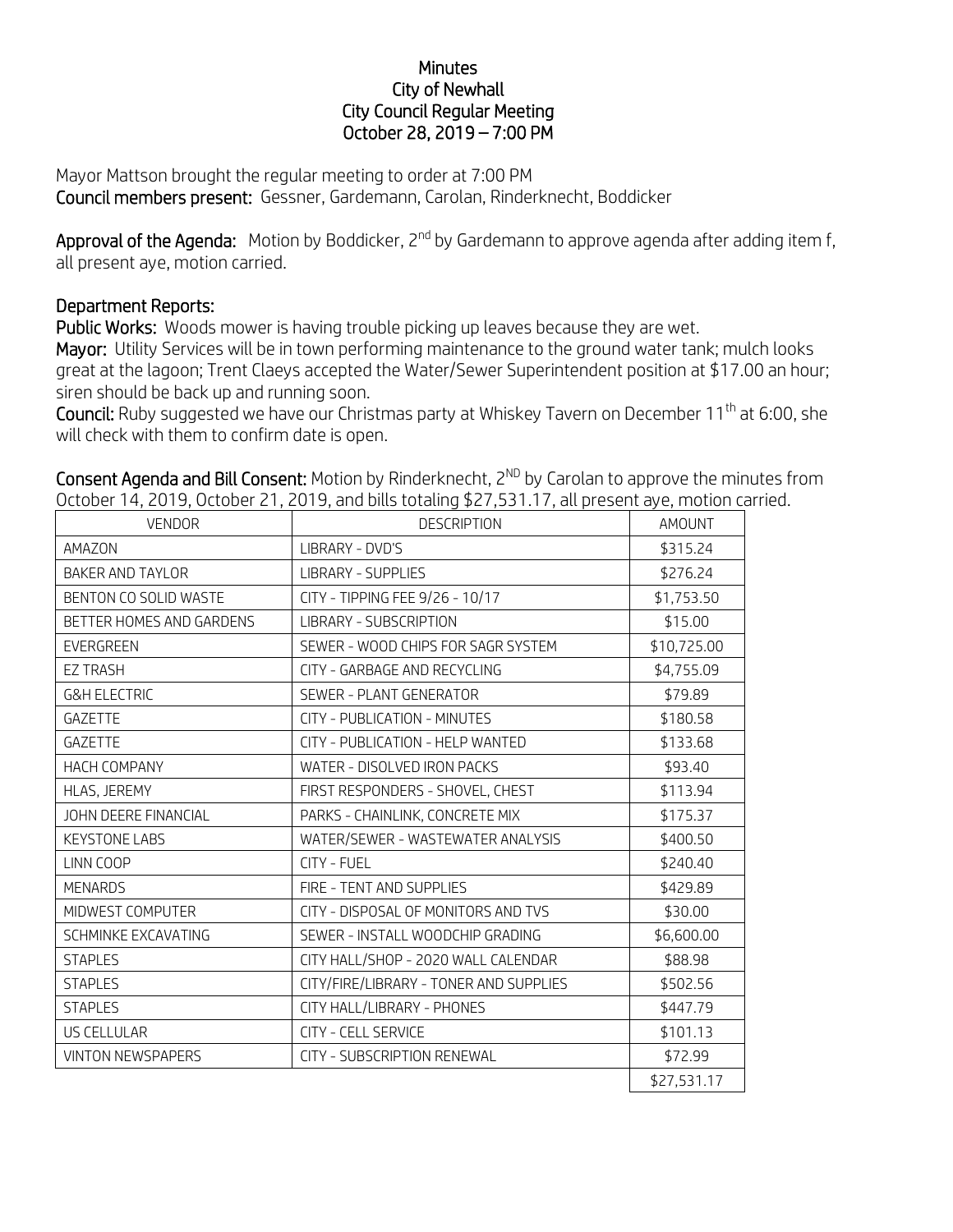# Minutes
## City of Newhall
## City Council Regular Meeting
## October 28, 2019 – 7:00 PM

Mayor Mattson brought the regular meeting to order at 7:00 PM

**Council members present:** Gessner, Gardemann, Carolan, Rinderknecht, Boddicker

**Approval of the Agenda:** Motion by Boddicker, 2nd by Gardemann to approve agenda after adding item f, all present aye, motion carried.

**Department Reports:**

**Public Works:** Woods mower is having trouble picking up leaves because they are wet.

**Mayor:** Utility Services will be in town performing maintenance to the ground water tank; mulch looks great at the lagoon; Trent Claeys accepted the Water/Sewer Superintendent position at $17.00 an hour; siren should be back up and running soon.

**Council:** Ruby suggested we have our Christmas party at Whiskey Tavern on December 11th at 6:00, she will check with them to confirm date is open.

**Consent Agenda and Bill Consent:** Motion by Rinderknecht, 2ND by Carolan to approve the minutes from October 14, 2019, October 21, 2019, and bills totaling $27,531.17, all present aye, motion carried.

| VENDOR | DESCRIPTION | AMOUNT |
|---|---|---|
| AMAZON | LIBRARY - DVD'S | $315.24 |
| BAKER AND TAYLOR | LIBRARY - SUPPLIES | $276.24 |
| BENTON CO SOLID WASTE | CITY - TIPPING FEE 9/26 - 10/17 | $1,753.50 |
| BETTER HOMES AND GARDENS | LIBRARY - SUBSCRIPTION | $15.00 |
| EVERGREEN | SEWER - WOOD CHIPS FOR SAGR SYSTEM | $10,725.00 |
| EZ TRASH | CITY - GARBAGE AND RECYCLING | $4,755.09 |
| G&H ELECTRIC | SEWER - PLANT GENERATOR | $79.89 |
| GAZETTE | CITY - PUBLICATION - MINUTES | $180.58 |
| GAZETTE | CITY - PUBLICATION - HELP WANTED | $133.68 |
| HACH COMPANY | WATER - DISOLVED IRON PACKS | $93.40 |
| HLAS, JEREMY | FIRST RESPONDERS - SHOVEL, CHEST | $113.94 |
| JOHN DEERE FINANCIAL | PARKS - CHAINLINK, CONCRETE MIX | $175.37 |
| KEYSTONE LABS | WATER/SEWER - WASTEWATER ANALYSIS | $400.50 |
| LINN COOP | CITY - FUEL | $240.40 |
| MENARDS | FIRE - TENT AND SUPPLIES | $429.89 |
| MIDWEST COMPUTER | CITY - DISPOSAL OF MONITORS AND TVS | $30.00 |
| SCHMINKE EXCAVATING | SEWER - INSTALL WOODCHIP GRADING | $6,600.00 |
| STAPLES | CITY HALL/SHOP - 2020 WALL CALENDAR | $88.98 |
| STAPLES | CITY/FIRE/LIBRARY - TONER AND SUPPLIES | $502.56 |
| STAPLES | CITY HALL/LIBRARY - PHONES | $447.79 |
| US CELLULAR | CITY - CELL SERVICE | $101.13 |
| VINTON NEWSPAPERS | CITY - SUBSCRIPTION RENEWAL | $72.99 |
| | | $27,531.17 |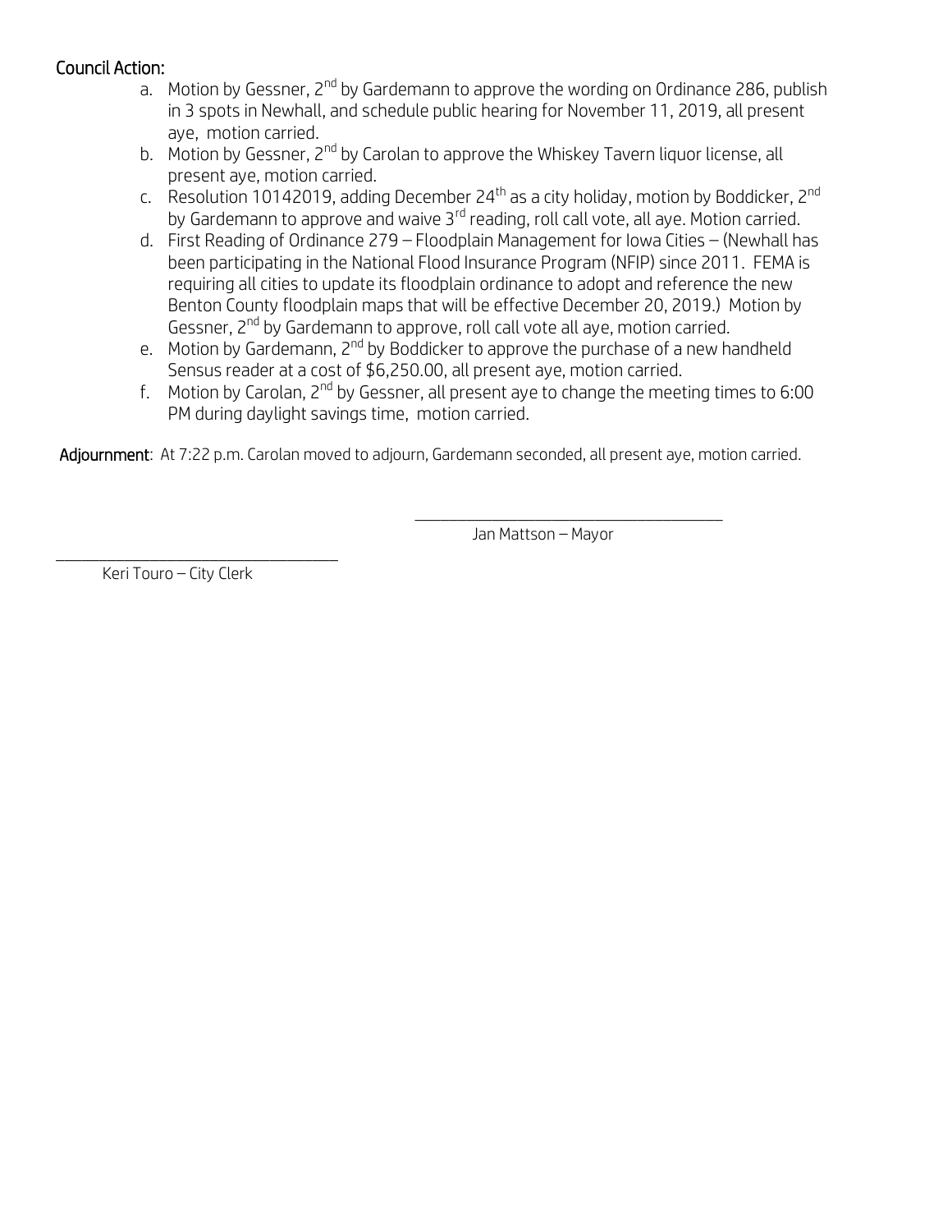**Council Action:**

a. Motion by Gessner, 2nd by Gardemann to approve the wording on Ordinance 286, publish in 3 spots in Newhall, and schedule public hearing for November 11, 2019, all present aye, motion carried.
b. Motion by Gessner, 2nd by Carolan to approve the Whiskey Tavern liquor license, all present aye, motion carried.
c. Resolution 10142019, adding December 24th as a city holiday, motion by Boddicker, 2nd by Gardemann to approve and waive 3rd reading, roll call vote, all aye. Motion carried.
d. First Reading of Ordinance 279 – Floodplain Management for Iowa Cities – (Newhall has been participating in the National Flood Insurance Program (NFIP) since 2011. FEMA is requiring all cities to update its floodplain ordinance to adopt and reference the new Benton County floodplain maps that will be effective December 20, 2019.) Motion by Gessner, 2nd by Gardemann to approve, roll call vote all aye, motion carried.
e. Motion by Gardemann, 2nd by Boddicker to approve the purchase of a new handheld Sensus reader at a cost of $6,250.00, all present aye, motion carried.
f. Motion by Carolan, 2nd by Gessner, all present aye to change the meeting times to 6:00 PM during daylight savings time, motion carried.

**Adjournment**: At 7:22 p.m. Carolan moved to adjourn, Gardemann seconded, all present aye, motion carried.

\_\_\_\_\_\_\_\_\_\_\_\_\_\_\_\_\_\_\_\_\_\_\_\_\_\_\_\_\_\_\_\_\_\_\_\_\_\_\_

Jan Mattson – Mayor

\_\_\_\_\_\_\_\_\_\_\_\_\_\_\_\_\_\_\_\_\_\_\_\_\_\_\_\_\_\_\_\_\_\_\_\_\_\_\_

Keri Touro – City Clerk